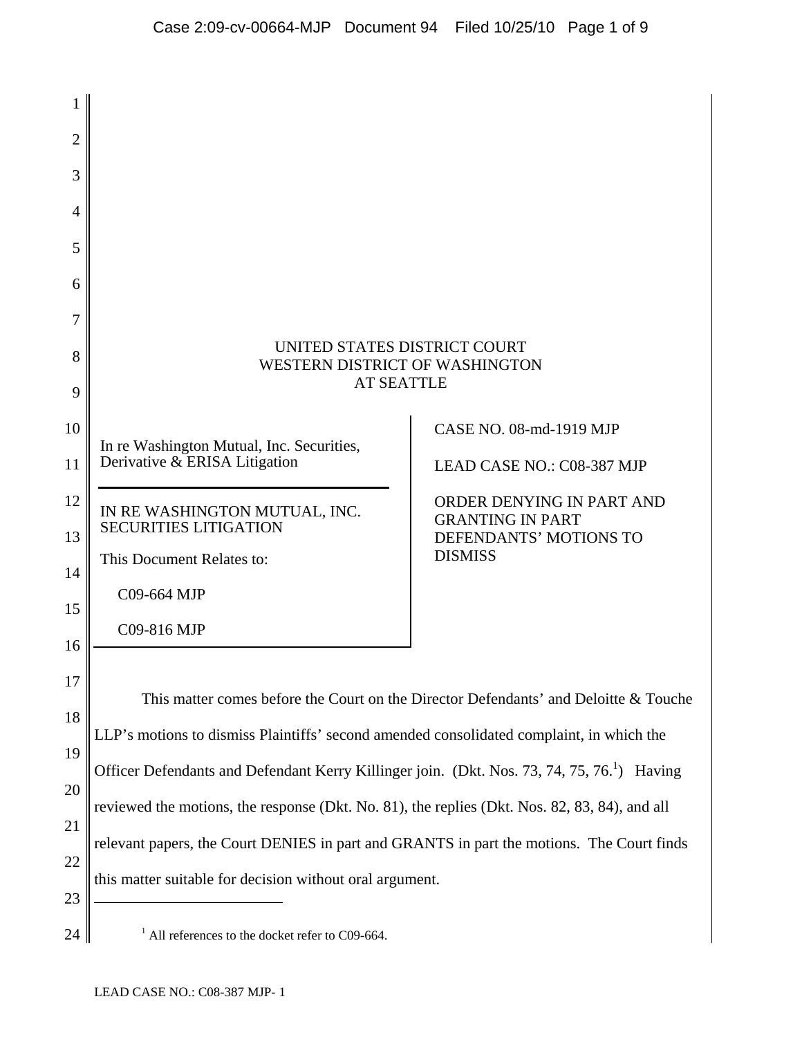UNITED STATES DISTRICT COURT
WESTERN DISTRICT OF WASHINGTON
AT SEATTLE

| In re Washington Mutual, Inc. Securities, Derivative & ERISA Litigation<br><br>IN RE WASHINGTON MUTUAL, INC. SECURITIES LITIGATION<br><br>This Document Relates to:<br><br>C09-664 MJP<br><br>C09-816 MJP | CASE NO. 08-md-1919 MJP<br><br>LEAD CASE NO.: C08-387 MJP<br><br>ORDER DENYING IN PART AND GRANTING IN PART DEFENDANTS' MOTIONS TO DISMISS |
|---|---|

This matter comes before the Court on the Director Defendants' and Deloitte & Touche LLP's motions to dismiss Plaintiffs' second amended consolidated complaint, in which the Officer Defendants and Defendant Kerry Killinger join. (Dkt. Nos. 73, 74, 75, 76.[1]) Having reviewed the motions, the response (Dkt. No. 81), the replies (Dkt. Nos. 82, 83, 84), and all relevant papers, the Court DENIES in part and GRANTS in part the motions. The Court finds this matter suitable for decision without oral argument.

[1] All references to the docket refer to C09-664.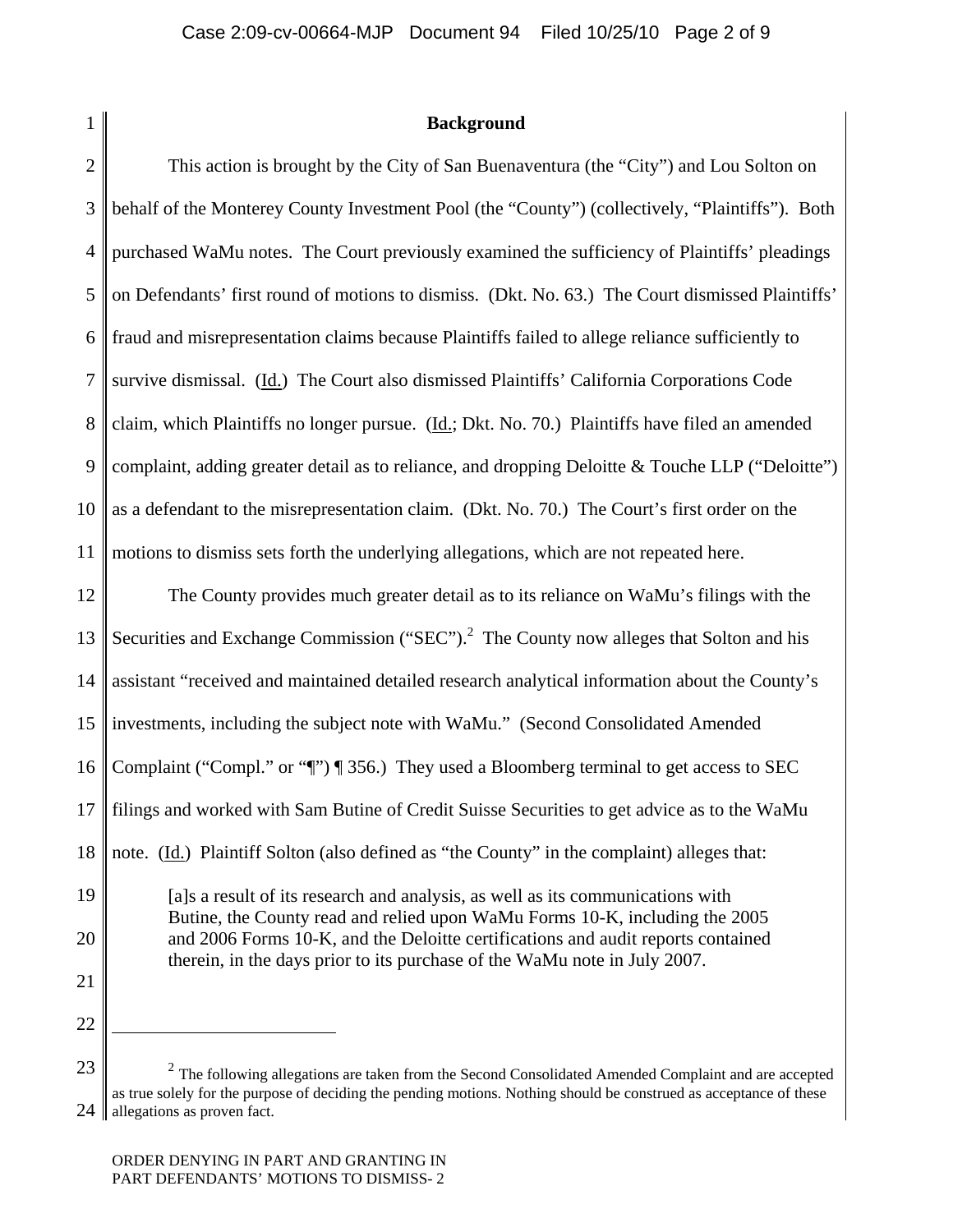## Background

This action is brought by the City of San Buenaventura (the "City") and Lou Solton on behalf of the Monterey County Investment Pool (the "County") (collectively, "Plaintiffs"). Both purchased WaMu notes. The Court previously examined the sufficiency of Plaintiffs' pleadings on Defendants' first round of motions to dismiss. (Dkt. No. 63.) The Court dismissed Plaintiffs' fraud and misrepresentation claims because Plaintiffs failed to allege reliance sufficiently to survive dismissal. (Id.) The Court also dismissed Plaintiffs' California Corporations Code claim, which Plaintiffs no longer pursue. (Id.; Dkt. No. 70.) Plaintiffs have filed an amended complaint, adding greater detail as to reliance, and dropping Deloitte & Touche LLP ("Deloitte") as a defendant to the misrepresentation claim. (Dkt. No. 70.) The Court's first order on the motions to dismiss sets forth the underlying allegations, which are not repeated here.

The County provides much greater detail as to its reliance on WaMu's filings with the Securities and Exchange Commission ("SEC").[2] The County now alleges that Solton and his assistant "received and maintained detailed research analytical information about the County's investments, including the subject note with WaMu." (Second Consolidated Amended Complaint ("Compl." or "¶") ¶ 356.) They used a Bloomberg terminal to get access to SEC filings and worked with Sam Butine of Credit Suisse Securities to get advice as to the WaMu note. (Id.) Plaintiff Solton (also defined as "the County" in the complaint) alleges that:

> [a]s a result of its research and analysis, as well as its communications with Butine, the County read and relied upon WaMu Forms 10-K, including the 2005 and 2006 Forms 10-K, and the Deloitte certifications and audit reports contained therein, in the days prior to its purchase of the WaMu note in July 2007.

---

[2] The following allegations are taken from the Second Consolidated Amended Complaint and are accepted as true solely for the purpose of deciding the pending motions. Nothing should be construed as acceptance of these allegations as proven fact.

ORDER DENYING IN PART AND GRANTING IN PART DEFENDANTS' MOTIONS TO DISMISS- 2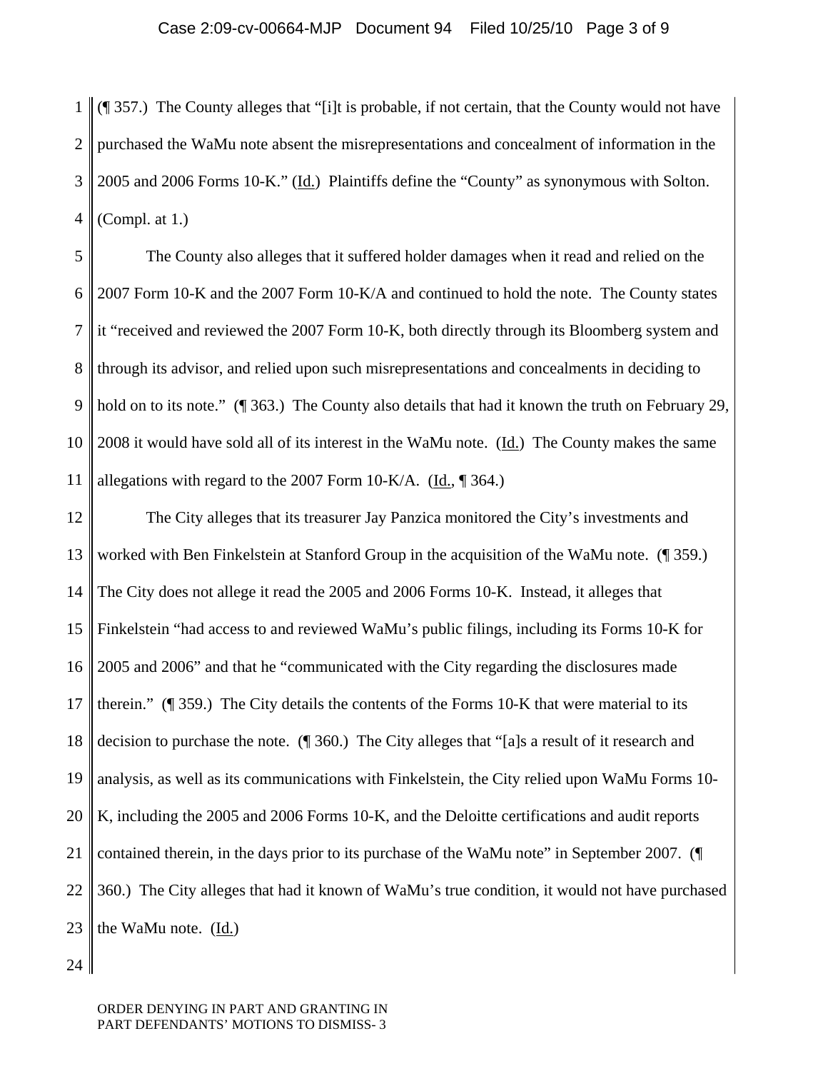(¶ 357.) The County alleges that "[i]t is probable, if not certain, that the County would not have purchased the WaMu note absent the misrepresentations and concealment of information in the 2005 and 2006 Forms 10-K." (Id.) Plaintiffs define the "County" as synonymous with Solton. (Compl. at 1.)

The County also alleges that it suffered holder damages when it read and relied on the 2007 Form 10-K and the 2007 Form 10-K/A and continued to hold the note. The County states it "received and reviewed the 2007 Form 10-K, both directly through its Bloomberg system and through its advisor, and relied upon such misrepresentations and concealments in deciding to hold on to its note." (¶ 363.) The County also details that had it known the truth on February 29, 2008 it would have sold all of its interest in the WaMu note. (Id.) The County makes the same allegations with regard to the 2007 Form 10-K/A. (Id., ¶ 364.)

The City alleges that its treasurer Jay Panzica monitored the City's investments and worked with Ben Finkelstein at Stanford Group in the acquisition of the WaMu note. (¶ 359.) The City does not allege it read the 2005 and 2006 Forms 10-K. Instead, it alleges that Finkelstein "had access to and reviewed WaMu's public filings, including its Forms 10-K for 2005 and 2006" and that he "communicated with the City regarding the disclosures made therein." (¶ 359.) The City details the contents of the Forms 10-K that were material to its decision to purchase the note. (¶ 360.) The City alleges that "[a]s a result of it research and analysis, as well as its communications with Finkelstein, the City relied upon WaMu Forms 10-K, including the 2005 and 2006 Forms 10-K, and the Deloitte certifications and audit reports contained therein, in the days prior to its purchase of the WaMu note" in September 2007. (¶ 360.) The City alleges that had it known of WaMu's true condition, it would not have purchased the WaMu note. (Id.)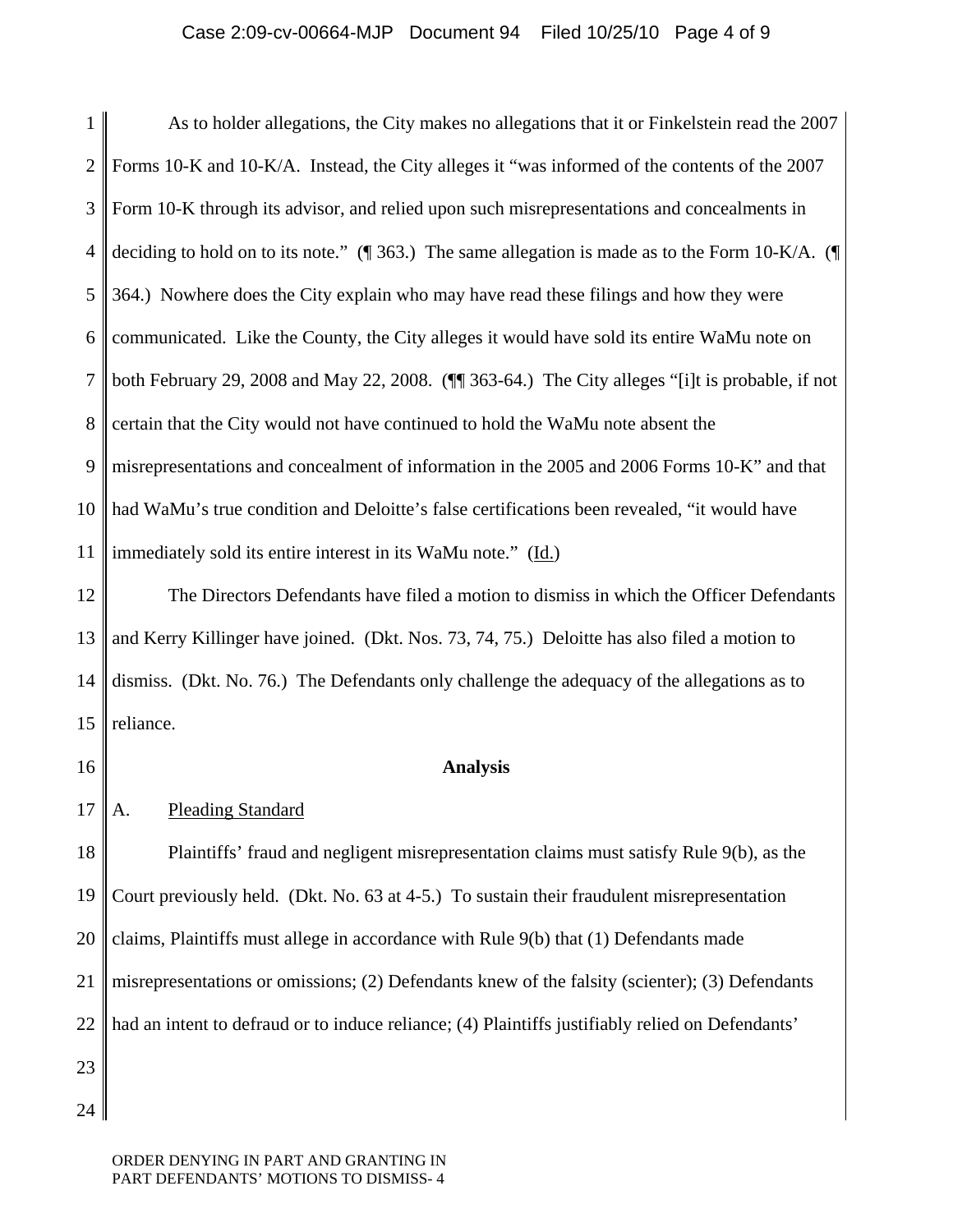As to holder allegations, the City makes no allegations that it or Finkelstein read the 2007 Forms 10-K and 10-K/A. Instead, the City alleges it "was informed of the contents of the 2007 Form 10-K through its advisor, and relied upon such misrepresentations and concealments in deciding to hold on to its note." (¶ 363.) The same allegation is made as to the Form 10-K/A. (¶ 364.) Nowhere does the City explain who may have read these filings and how they were communicated. Like the County, the City alleges it would have sold its entire WaMu note on both February 29, 2008 and May 22, 2008. (¶¶ 363-64.) The City alleges "[i]t is probable, if not certain that the City would not have continued to hold the WaMu note absent the misrepresentations and concealment of information in the 2005 and 2006 Forms 10-K" and that had WaMu's true condition and Deloitte's false certifications been revealed, "it would have immediately sold its entire interest in its WaMu note." (Id.)

The Directors Defendants have filed a motion to dismiss in which the Officer Defendants and Kerry Killinger have joined. (Dkt. Nos. 73, 74, 75.) Deloitte has also filed a motion to dismiss. (Dkt. No. 76.) The Defendants only challenge the adequacy of the allegations as to reliance.

## Analysis

### A. Pleading Standard

Plaintiffs' fraud and negligent misrepresentation claims must satisfy Rule 9(b), as the Court previously held. (Dkt. No. 63 at 4-5.) To sustain their fraudulent misrepresentation claims, Plaintiffs must allege in accordance with Rule 9(b) that (1) Defendants made misrepresentations or omissions; (2) Defendants knew of the falsity (scienter); (3) Defendants had an intent to defraud or to induce reliance; (4) Plaintiffs justifiably relied on Defendants'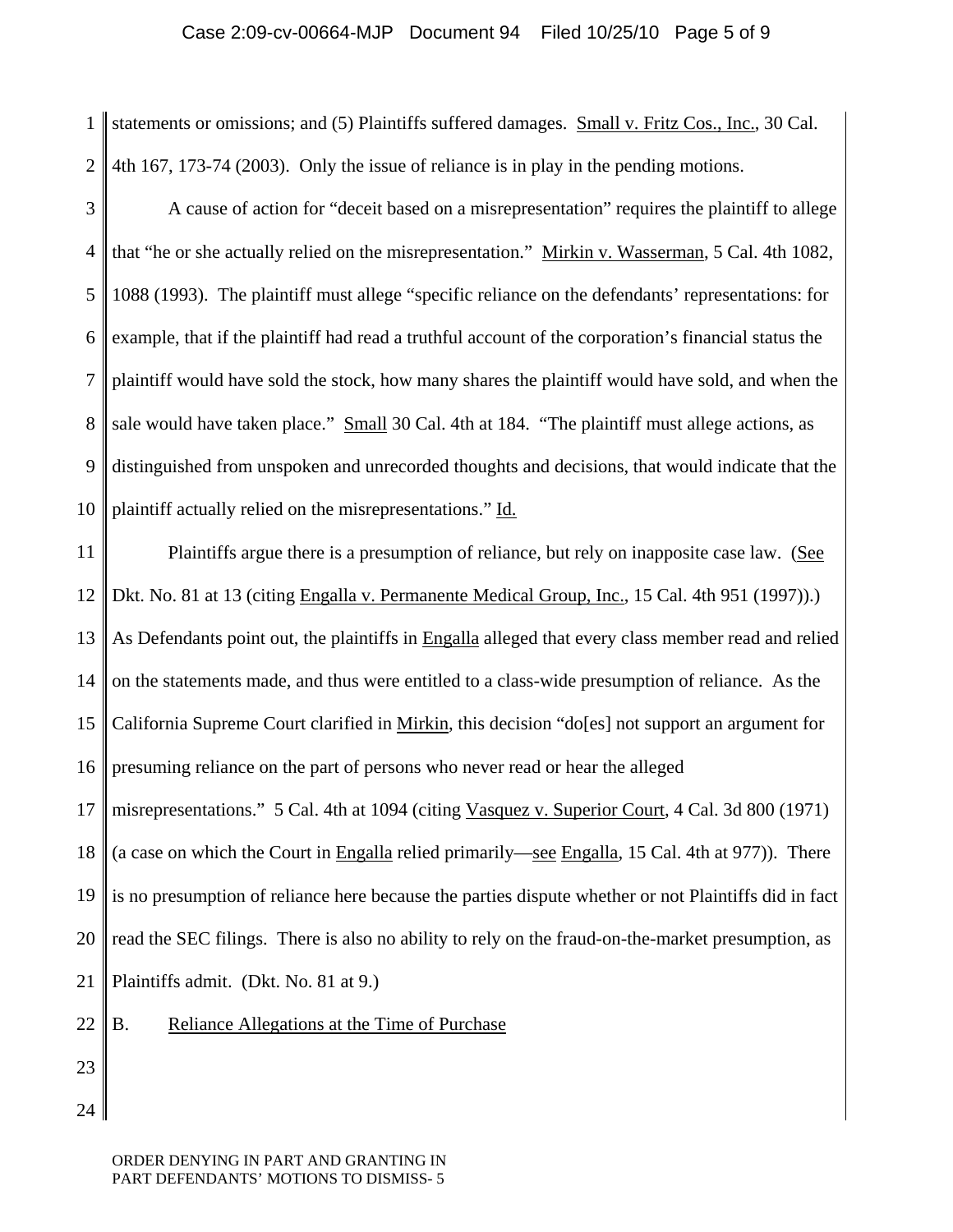statements or omissions; and (5) Plaintiffs suffered damages. Small v. Fritz Cos., Inc., 30 Cal. 4th 167, 173-74 (2003). Only the issue of reliance is in play in the pending motions.

A cause of action for "deceit based on a misrepresentation" requires the plaintiff to allege that "he or she actually relied on the misrepresentation." Mirkin v. Wasserman, 5 Cal. 4th 1082, 1088 (1993). The plaintiff must allege "specific reliance on the defendants' representations: for example, that if the plaintiff had read a truthful account of the corporation's financial status the plaintiff would have sold the stock, how many shares the plaintiff would have sold, and when the sale would have taken place." Small 30 Cal. 4th at 184. "The plaintiff must allege actions, as distinguished from unspoken and unrecorded thoughts and decisions, that would indicate that the plaintiff actually relied on the misrepresentations." Id.

Plaintiffs argue there is a presumption of reliance, but rely on inapposite case law. (See Dkt. No. 81 at 13 (citing Engalla v. Permanente Medical Group, Inc., 15 Cal. 4th 951 (1997)).) As Defendants point out, the plaintiffs in Engalla alleged that every class member read and relied on the statements made, and thus were entitled to a class-wide presumption of reliance. As the California Supreme Court clarified in Mirkin, this decision "do[es] not support an argument for presuming reliance on the part of persons who never read or hear the alleged misrepresentations." 5 Cal. 4th at 1094 (citing Vasquez v. Superior Court, 4 Cal. 3d 800 (1971) (a case on which the Court in Engalla relied primarily—see Engalla, 15 Cal. 4th at 977)). There is no presumption of reliance here because the parties dispute whether or not Plaintiffs did in fact read the SEC filings. There is also no ability to rely on the fraud-on-the-market presumption, as Plaintiffs admit. (Dkt. No. 81 at 9.)

## B. Reliance Allegations at the Time of Purchase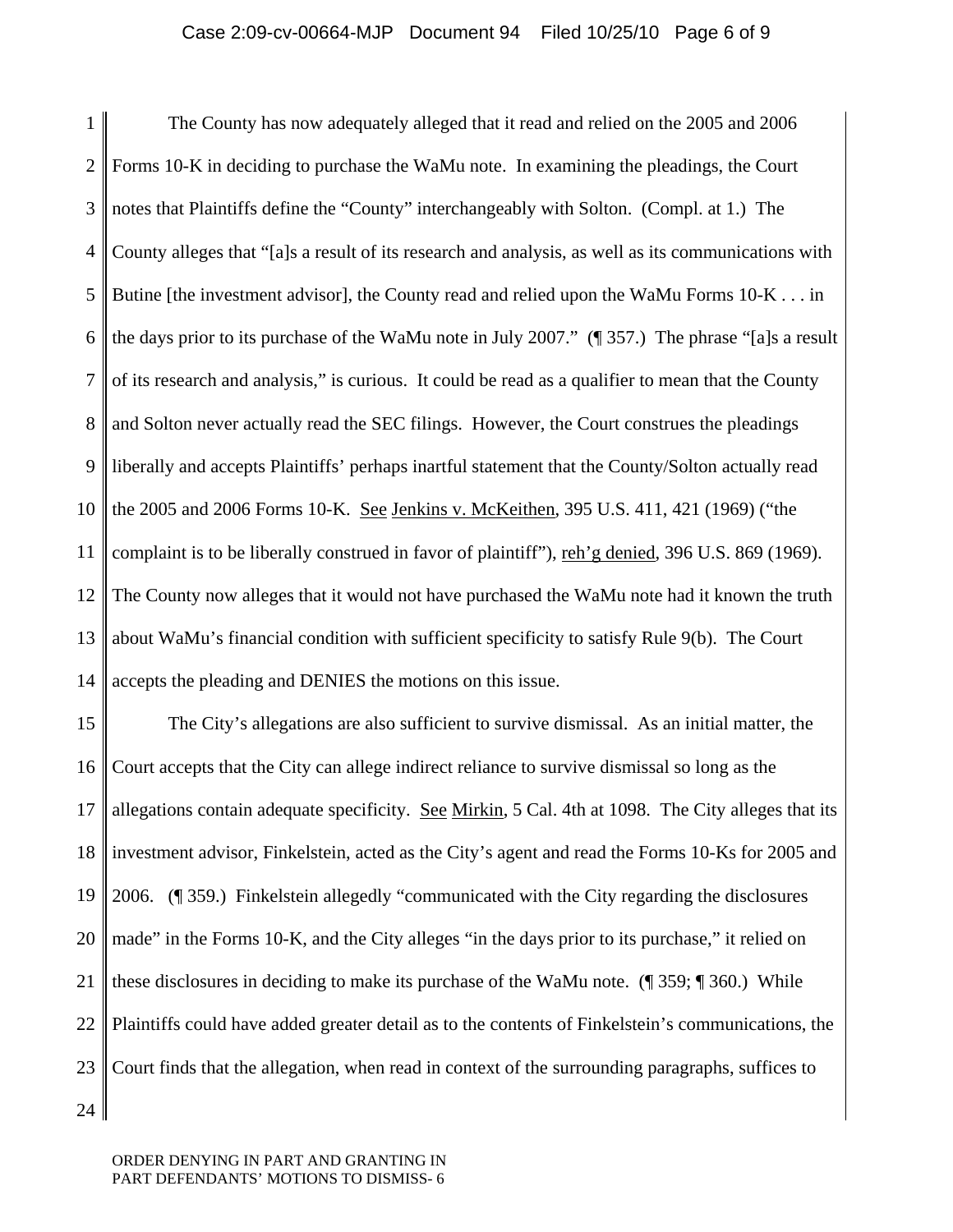The County has now adequately alleged that it read and relied on the 2005 and 2006 Forms 10-K in deciding to purchase the WaMu note. In examining the pleadings, the Court notes that Plaintiffs define the "County" interchangeably with Solton. (Compl. at 1.) The County alleges that "[a]s a result of its research and analysis, as well as its communications with Butine [the investment advisor], the County read and relied upon the WaMu Forms 10-K . . . in the days prior to its purchase of the WaMu note in July 2007." (¶ 357.) The phrase "[a]s a result of its research and analysis," is curious. It could be read as a qualifier to mean that the County and Solton never actually read the SEC filings. However, the Court construes the pleadings liberally and accepts Plaintiffs' perhaps inartful statement that the County/Solton actually read the 2005 and 2006 Forms 10-K. See Jenkins v. McKeithen, 395 U.S. 411, 421 (1969) ("the complaint is to be liberally construed in favor of plaintiff"), reh'g denied, 396 U.S. 869 (1969). The County now alleges that it would not have purchased the WaMu note had it known the truth about WaMu's financial condition with sufficient specificity to satisfy Rule 9(b). The Court accepts the pleading and DENIES the motions on this issue.

The City's allegations are also sufficient to survive dismissal. As an initial matter, the Court accepts that the City can allege indirect reliance to survive dismissal so long as the allegations contain adequate specificity. See Mirkin, 5 Cal. 4th at 1098. The City alleges that its investment advisor, Finkelstein, acted as the City's agent and read the Forms 10-Ks for 2005 and 2006. (¶ 359.) Finkelstein allegedly "communicated with the City regarding the disclosures made" in the Forms 10-K, and the City alleges "in the days prior to its purchase," it relied on these disclosures in deciding to make its purchase of the WaMu note. (¶ 359; ¶ 360.) While Plaintiffs could have added greater detail as to the contents of Finkelstein's communications, the Court finds that the allegation, when read in context of the surrounding paragraphs, suffices to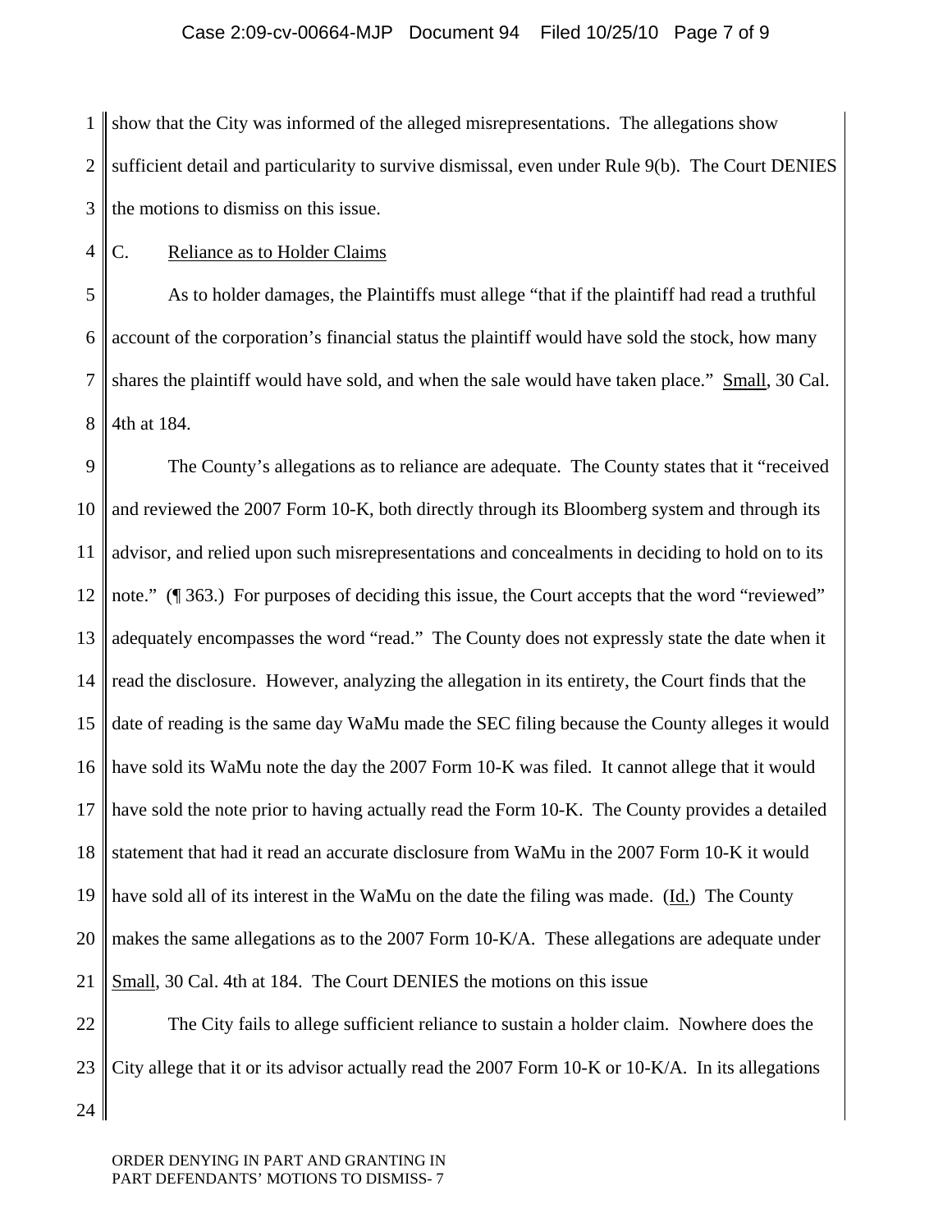show that the City was informed of the alleged misrepresentations. The allegations show sufficient detail and particularity to survive dismissal, even under Rule 9(b). The Court DENIES the motions to dismiss on this issue.

C. Reliance as to Holder Claims

As to holder damages, the Plaintiffs must allege "that if the plaintiff had read a truthful account of the corporation's financial status the plaintiff would have sold the stock, how many shares the plaintiff would have sold, and when the sale would have taken place." Small, 30 Cal. 4th at 184.

The County's allegations as to reliance are adequate. The County states that it "received and reviewed the 2007 Form 10-K, both directly through its Bloomberg system and through its advisor, and relied upon such misrepresentations and concealments in deciding to hold on to its note." (¶ 363.) For purposes of deciding this issue, the Court accepts that the word "reviewed" adequately encompasses the word "read." The County does not expressly state the date when it read the disclosure. However, analyzing the allegation in its entirety, the Court finds that the date of reading is the same day WaMu made the SEC filing because the County alleges it would have sold its WaMu note the day the 2007 Form 10-K was filed. It cannot allege that it would have sold the note prior to having actually read the Form 10-K. The County provides a detailed statement that had it read an accurate disclosure from WaMu in the 2007 Form 10-K it would have sold all of its interest in the WaMu on the date the filing was made. (Id.) The County makes the same allegations as to the 2007 Form 10-K/A. These allegations are adequate under Small, 30 Cal. 4th at 184. The Court DENIES the motions on this issue

The City fails to allege sufficient reliance to sustain a holder claim. Nowhere does the City allege that it or its advisor actually read the 2007 Form 10-K or 10-K/A. In its allegations

ORDER DENYING IN PART AND GRANTING IN PART DEFENDANTS' MOTIONS TO DISMISS- 7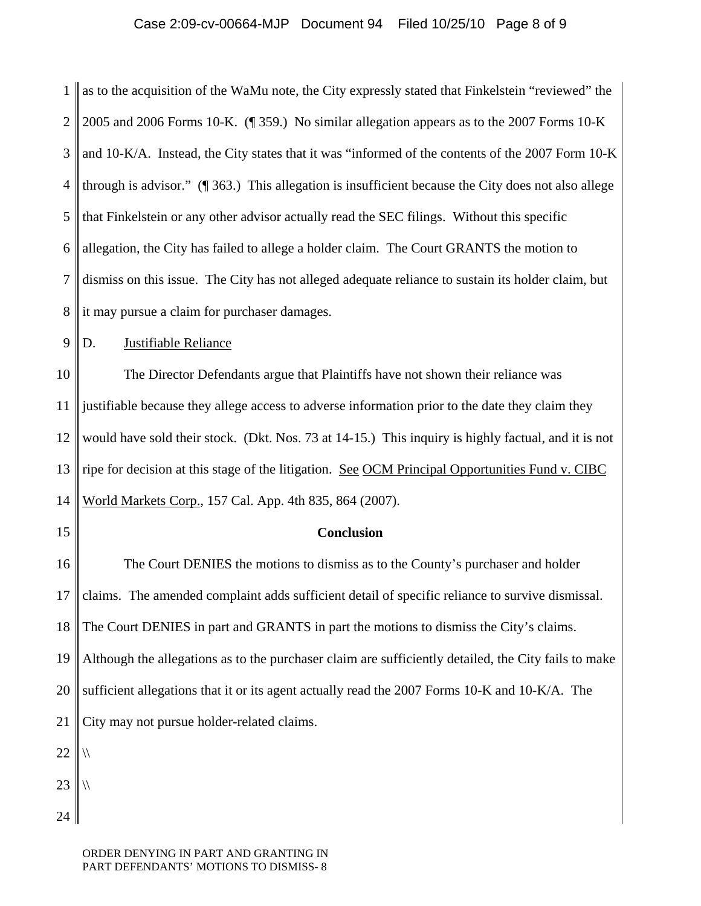as to the acquisition of the WaMu note, the City expressly stated that Finkelstein "reviewed" the 2005 and 2006 Forms 10-K. (¶ 359.) No similar allegation appears as to the 2007 Forms 10-K and 10-K/A. Instead, the City states that it was "informed of the contents of the 2007 Form 10-K through is advisor." (¶ 363.) This allegation is insufficient because the City does not also allege that Finkelstein or any other advisor actually read the SEC filings. Without this specific allegation, the City has failed to allege a holder claim. The Court GRANTS the motion to dismiss on this issue. The City has not alleged adequate reliance to sustain its holder claim, but it may pursue a claim for purchaser damages.

D. Justifiable Reliance

The Director Defendants argue that Plaintiffs have not shown their reliance was justifiable because they allege access to adverse information prior to the date they claim they would have sold their stock. (Dkt. Nos. 73 at 14-15.) This inquiry is highly factual, and it is not ripe for decision at this stage of the litigation. See OCM Principal Opportunities Fund v. CIBC World Markets Corp., 157 Cal. App. 4th 835, 864 (2007).

**Conclusion**

The Court DENIES the motions to dismiss as to the County's purchaser and holder claims. The amended complaint adds sufficient detail of specific reliance to survive dismissal. The Court DENIES in part and GRANTS in part the motions to dismiss the City's claims. Although the allegations as to the purchaser claim are sufficiently detailed, the City fails to make sufficient allegations that it or its agent actually read the 2007 Forms 10-K and 10-K/A. The City may not pursue holder-related claims.

\\

\\

ORDER DENYING IN PART AND GRANTING IN PART DEFENDANTS' MOTIONS TO DISMISS- 8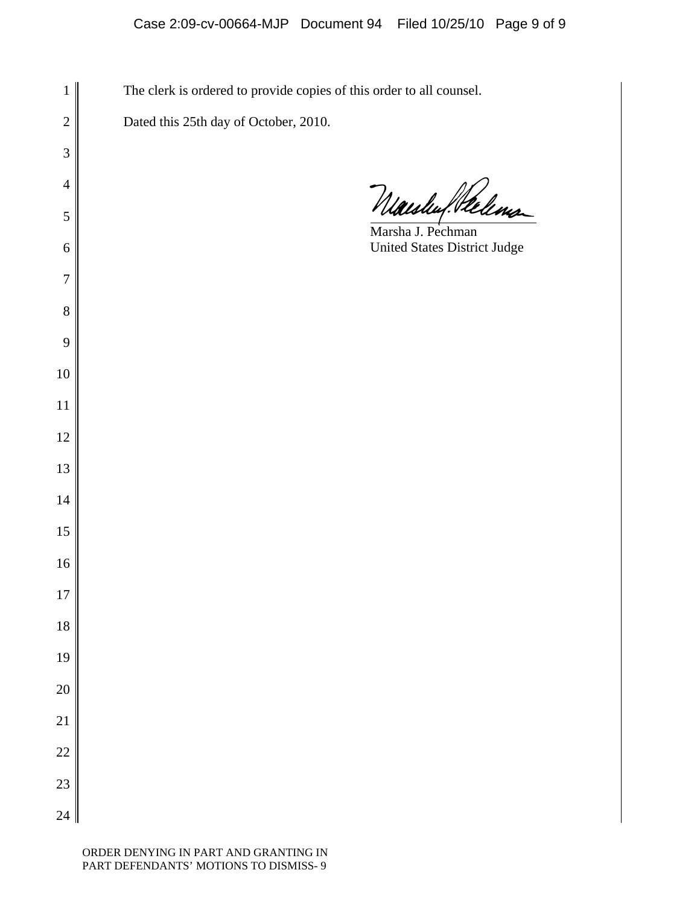The clerk is ordered to provide copies of this order to all counsel.

Dated this 25th day of October, 2010.

Marsha J. Pechman
United States District Judge